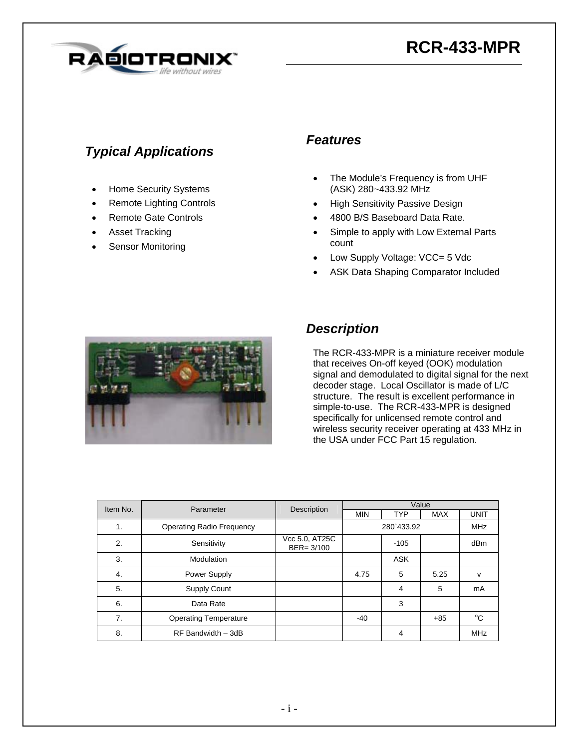# RCR-433-MPR

## Typical Applications

- Home Security Systems
- Remote Lighting Controls
- Remote Gate Controls
- Asset Tracking
- Sensor Monitoring

## Features

- The Module's Frequency is from UHF (ASK) 280~433.92 MHz
- High Sensitivity Passive Design
- 4800 B/S Baseboard Data Rate.
- Simple to apply with Low External Parts count
- Low Supply Voltage: VCC= 5 Vdc
- ASK Data Shaping Comparator Included

## Description

The RCR-433-MPR is a miniature receiver module that receives On-off keyed (OOK) modulation signal and demodulated to digital signal for the next decoder stage. Local Oscillator is made of L/C structure. The result is excellent performance in simple-to-use. The RCR-433-MPR is designed specifically for unlicensed remote control and wireless security receiver operating at 433 MHz in the USA under FCC Part 15 regulation.

| Item No. | Parameter | Description | Value | | | |
|---|---|---|---|---|---|---|
| | | | MIN | TYP | MAX | UNIT |
| 1. | Operating Radio Frequency | | 280`433.92 | | | MHz |
| 2. | Sensitivity | Vcc 5.0, AT25C BER= 3/100 | | -105 | | dBm |
| 3. | Modulation | | | ASK | | |
| 4. | Power Supply | | 4.75 | 5 | 5.25 | v |
| 5. | Supply Count | | | 4 | 5 | mA |
| 6. | Data Rate | | | 3 | | |
| 7. | Operating Temperature | | -40 | | +85 | °C |
| 8. | RF Bandwidth – 3dB | | | 4 | | MHz |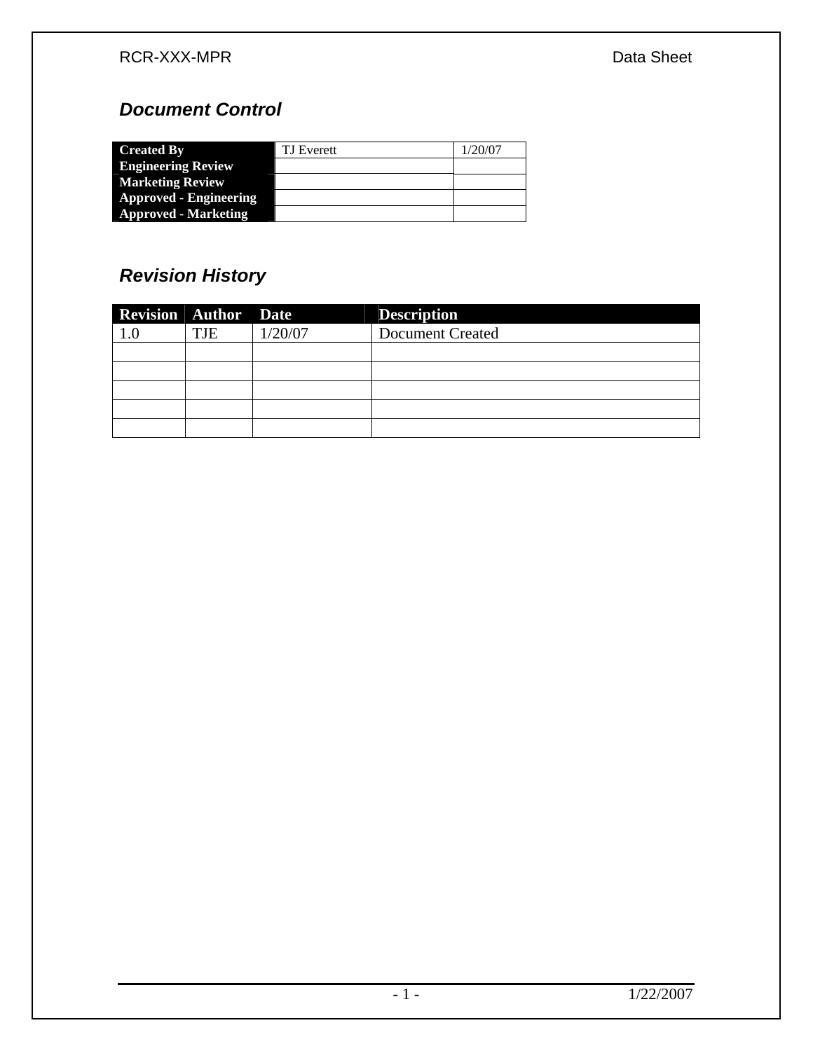## *Document Control*

| | | |
|---|---|---|
| **Created By** | TJ Everett | 1/20/07 |
| **Engineering Review** | | |
| **Marketing Review** | | |
| **Approved - Engineering** | | |
| **Approved - Marketing** | | |

## *Revision History*

| Revision | Author | Date | Description |
|---|---|---|---|
| 1.0 | TJE | 1/20/07 | Document Created |
| | | | |
| | | | |
| | | | |
| | | | |
| | | | |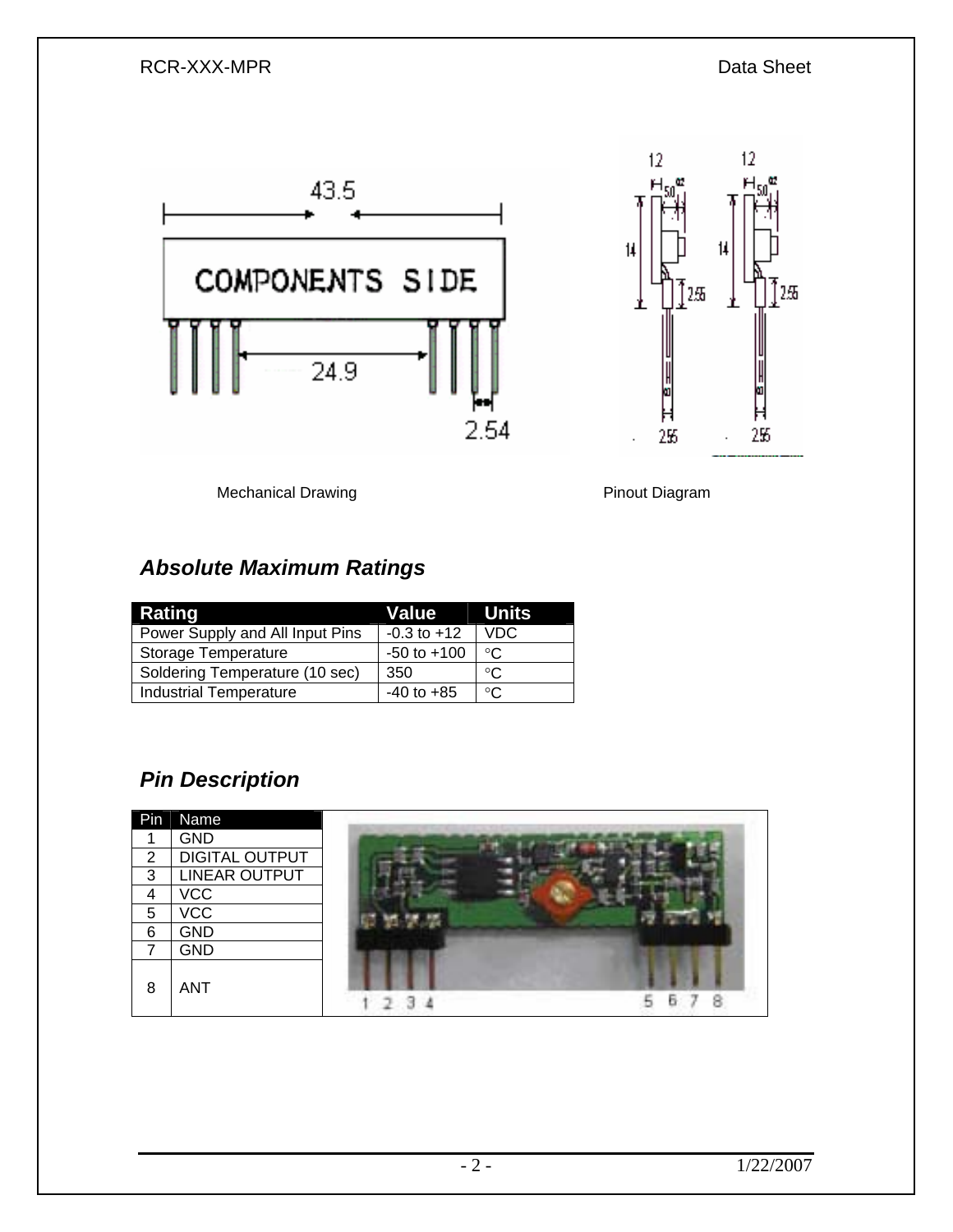Mechanical Drawing

Pinout Diagram

## *Absolute Maximum Ratings*

| Rating | Value | Units |
|---|---|---|
| Power Supply and All Input Pins | -0.3 to +12 | VDC |
| Storage Temperature | -50 to +100 | °C |
| Soldering Temperature (10 sec) | 350 | °C |
| Industrial Temperature | -40 to +85 | °C |

## *Pin Description*

| Pin | Name |
|---|---|
| 1 | GND |
| 2 | DIGITAL OUTPUT |
| 3 | LINEAR OUTPUT |
| 4 | VCC |
| 5 | VCC |
| 6 | GND |
| 7 | GND |
| 8 | ANT |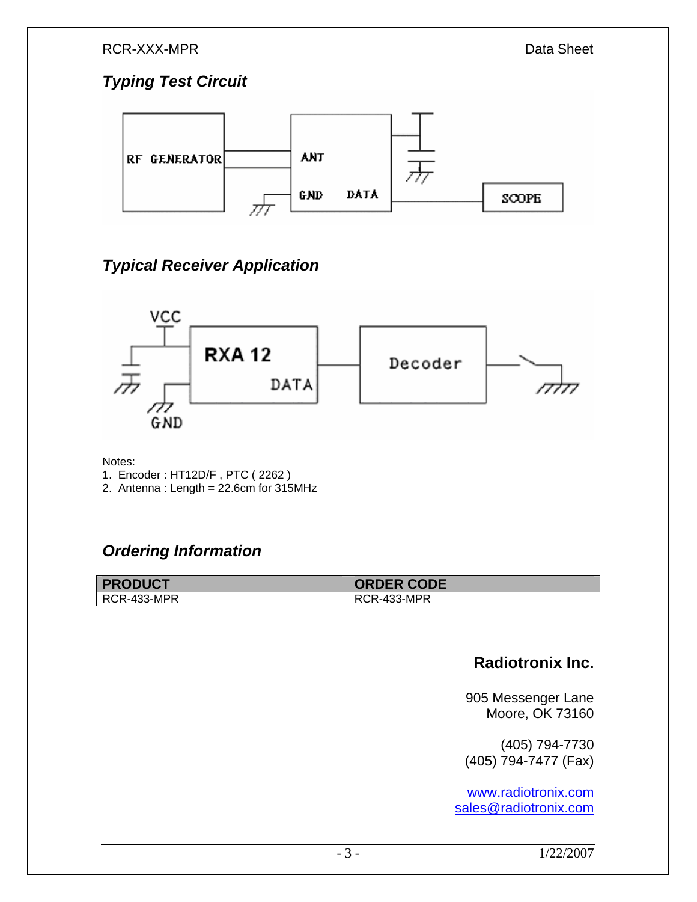## *Typing Test Circuit*

RF GENERATOR

ANT

GND DATA

SCOPE

## *Typical Receiver Application*

VCC

RXA 12

DATA

Decoder

GND

Notes:

1. Encoder : HT12D/F , PTC ( 2262 )
2. Antenna : Length = 22.6cm for 315MHz

## *Ordering Information*

| PRODUCT | ORDER CODE |
| --- | --- |
| RCR-433-MPR | RCR-433-MPR |

**Radiotronix Inc.**

905 Messenger Lane
Moore, OK 73160

(405) 794-7730
(405) 794-7477 (Fax)

www.radiotronix.com
sales@radiotronix.com

1/22/2007